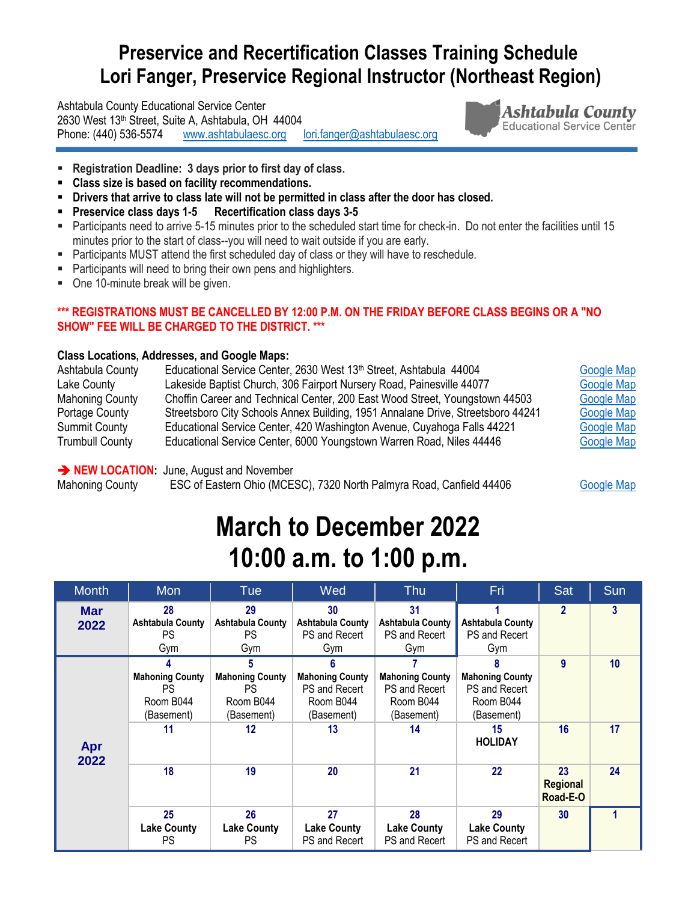# Preservice and Recertification Classes Training Schedule
# Lori Fanger, Preservice Regional Instructor (Northeast Region)

Ashtabula County Educational Service Center
2630 West 13th Street, Suite A, Ashtabula, OH 44004
Phone: (440) 536-5574 www.ashtabulaesc.org lori.fanger@ashtabulaesc.org

Ashtabula County Educational Service Center

- **Registration Deadline: 3 days prior to first day of class.**
- **Class size is based on facility recommendations.**
- **Drivers that arrive to class late will not be permitted in class after the door has closed.**
- **Preservice class days 1-5 Recertification class days 3-5**
- Participants need to arrive 5-15 minutes prior to the scheduled start time for check-in. Do not enter the facilities until 15 minutes prior to the start of class--you will need to wait outside if you are early.
- Participants MUST attend the first scheduled day of class or they will have to reschedule.
- Participants will need to bring their own pens and highlighters.
- One 10-minute break will be given.

**\*\*\* REGISTRATIONS MUST BE CANCELLED BY 12:00 P.M. ON THE FRIDAY BEFORE CLASS BEGINS OR A "NO SHOW" FEE WILL BE CHARGED TO THE DISTRICT. \*\*\***

**Class Locations, Addresses, and Google Maps:**

| | | |
|---|---|---|
| Ashtabula County | Educational Service Center, 2630 West 13th Street, Ashtabula 44004 | Google Map |
| Lake County | Lakeside Baptist Church, 306 Fairport Nursery Road, Painesville 44077 | Google Map |
| Mahoning County | Choffin Career and Technical Center, 200 East Wood Street, Youngstown 44503 | Google Map |
| Portage County | Streetsboro City Schools Annex Building, 1951 Annalane Drive, Streetsboro 44241 | Google Map |
| Summit County | Educational Service Center, 420 Washington Avenue, Cuyahoga Falls 44221 | Google Map |
| Trumbull County | Educational Service Center, 6000 Youngstown Warren Road, Niles 44446 | Google Map |

➔ **NEW LOCATION**: June, August and November
Mahoning County ESC of Eastern Ohio (MCESC), 7320 North Palmyra Road, Canfield 44406 Google Map

# March to December 2022
# 10:00 a.m. to 1:00 p.m.

| Month | Mon | Tue | Wed | Thu | Fri | Sat | Sun |
|---|---|---|---|---|---|---|---|
| **Mar 2022** | **28** **Ashtabula County** PS Gym | **29** **Ashtabula County** PS Gym | **30** **Ashtabula County** PS and Recert Gym | **31** **Ashtabula County** PS and Recert Gym | **1** **Ashtabula County** PS and Recert Gym | **2** | **3** |
| **Apr 2022** | **4** **Mahoning County** PS Room B044 (Basement) | **5** **Mahoning County** PS Room B044 (Basement) | **6** **Mahoning County** PS and Recert Room B044 (Basement) | **7** **Mahoning County** PS and Recert Room B044 (Basement) | **8** **Mahoning County** PS and Recert Room B044 (Basement) | **9** | **10** |
| | **11** | **12** | **13** | **14** | **15** **HOLIDAY** | **16** | **17** |
| | **18** | **19** | **20** | **21** | **22** | **23** **Regional Road-E-O** | **24** |
| | **25** **Lake County** PS | **26** **Lake County** PS | **27** **Lake County** PS and Recert | **28** **Lake County** PS and Recert | **29** **Lake County** PS and Recert | **30** | **1** |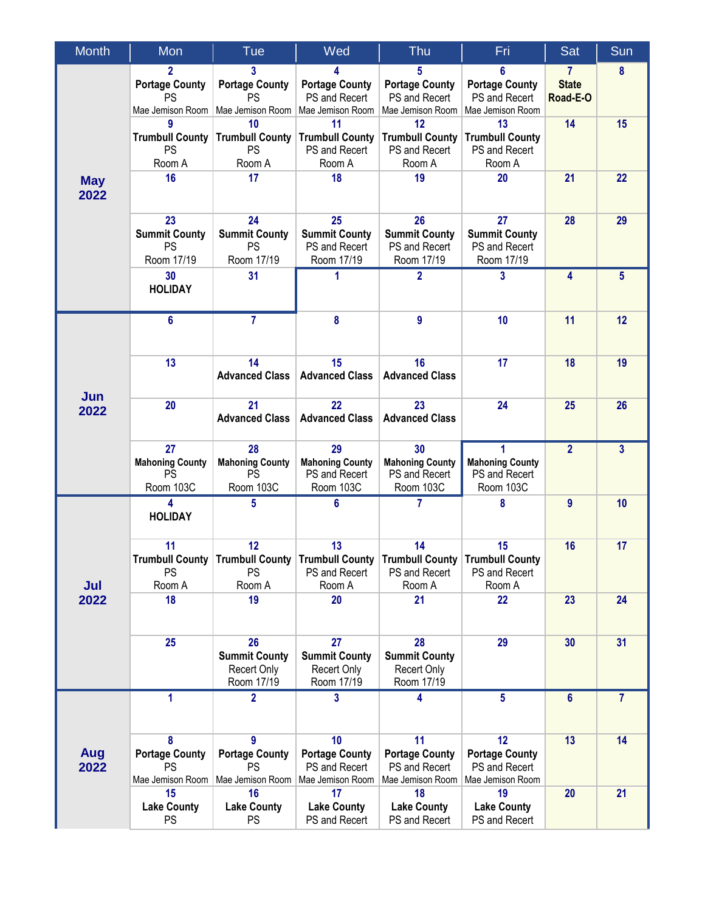| Month | Mon | Tue | Wed | Thu | Fri | Sat | Sun |
|---|---|---|---|---|---|---|---|
| **May 2022** | **2** **Portage County** PS Mae Jemison Room | **3** **Portage County** PS Mae Jemison Room | **4** **Portage County** PS and Recert Mae Jemison Room | **5** **Portage County** PS and Recert Mae Jemison Room | **6** **Portage County** PS and Recert Mae Jemison Room | **7** **State Road-E-O** | **8** |
| | **9** **Trumbull County** PS Room A | **10** **Trumbull County** PS Room A | **11** **Trumbull County** PS and Recert Room A | **12** **Trumbull County** PS and Recert Room A | **13** **Trumbull County** PS and Recert Room A | **14** | **15** |
| | **16** | **17** | **18** | **19** | **20** | **21** | **22** |
| | **23** **Summit County** PS Room 17/19 | **24** **Summit County** PS Room 17/19 | **25** **Summit County** PS and Recert Room 17/19 | **26** **Summit County** PS and Recert Room 17/19 | **27** **Summit County** PS and Recert Room 17/19 | **28** | **29** |
| | **30** **HOLIDAY** | **31** | **1** | **2** | **3** | **4** | **5** |
| **Jun 2022** | **6** | **7** | **8** | **9** | **10** | **11** | **12** |
| | **13** | **14** **Advanced Class** | **15** **Advanced Class** | **16** **Advanced Class** | **17** | **18** | **19** |
| | **20** | **21** **Advanced Class** | **22** **Advanced Class** | **23** **Advanced Class** | **24** | **25** | **26** |
| | **27** **Mahoning County** PS Room 103C | **28** **Mahoning County** PS Room 103C | **29** **Mahoning County** PS and Recert Room 103C | **30** **Mahoning County** PS and Recert Room 103C | **1** **Mahoning County** PS and Recert Room 103C | **2** | **3** |
| **Jul 2022** | **4** **HOLIDAY** | **5** | **6** | **7** | **8** | **9** | **10** |
| | **11** **Trumbull County** PS Room A | **12** **Trumbull County** PS Room A | **13** **Trumbull County** PS and Recert Room A | **14** **Trumbull County** PS and Recert Room A | **15** **Trumbull County** PS and Recert Room A | **16** | **17** |
| | **18** | **19** | **20** | **21** | **22** | **23** | **24** |
| | **25** | **26** **Summit County** Recert Only Room 17/19 | **27** **Summit County** Recert Only Room 17/19 | **28** **Summit County** Recert Only Room 17/19 | **29** | **30** | **31** |
| **Aug 2022** | **1** | **2** | **3** | **4** | **5** | **6** | **7** |
| | **8** **Portage County** PS Mae Jemison Room | **9** **Portage County** PS Mae Jemison Room | **10** **Portage County** PS and Recert Mae Jemison Room | **11** **Portage County** PS and Recert Mae Jemison Room | **12** **Portage County** PS and Recert Mae Jemison Room | **13** | **14** |
| | **15** **Lake County** PS | **16** **Lake County** PS | **17** **Lake County** PS and Recert | **18** **Lake County** PS and Recert | **19** **Lake County** PS and Recert | **20** | **21** |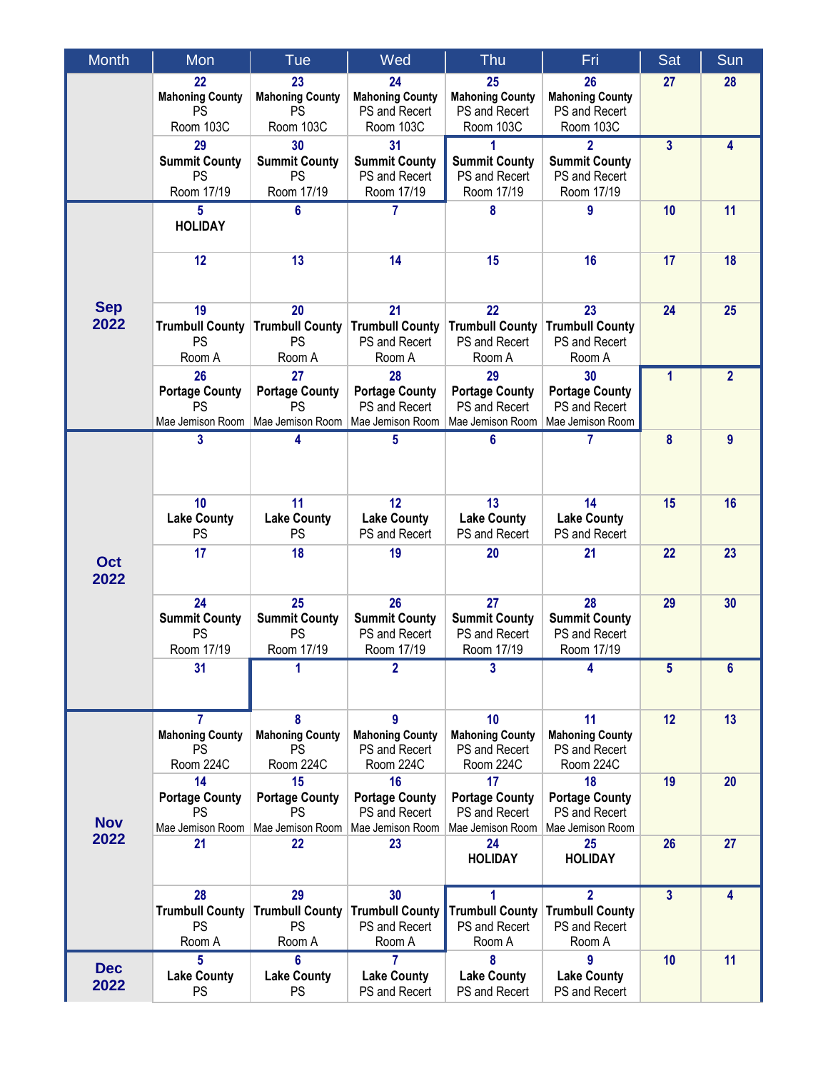| Month | Mon | Tue | Wed | Thu | Fri | Sat | Sun |
|---|---|---|---|---|---|---|---|
| | 22 Mahoning County PS Room 103C | 23 Mahoning County PS Room 103C | 24 Mahoning County PS and Recert Room 103C | 25 Mahoning County PS and Recert Room 103C | 26 Mahoning County PS and Recert Room 103C | 27 | 28 |
| | 29 Summit County PS Room 17/19 | 30 Summit County PS Room 17/19 | 31 Summit County PS and Recert Room 17/19 | 1 Summit County PS and Recert Room 17/19 | 2 Summit County PS and Recert Room 17/19 | 3 | 4 |
| **Sep 2022** | 5 HOLIDAY | 6 | 7 | 8 | 9 | 10 | 11 |
| | 12 | 13 | 14 | 15 | 16 | 17 | 18 |
| | 19 Trumbull County PS Room A | 20 Trumbull County PS Room A | 21 Trumbull County PS and Recert Room A | 22 Trumbull County PS and Recert Room A | 23 Trumbull County PS and Recert Room A | 24 | 25 |
| | 26 Portage County PS Mae Jemison Room | 27 Portage County PS Mae Jemison Room | 28 Portage County PS and Recert Mae Jemison Room | 29 Portage County PS and Recert Mae Jemison Room | 30 Portage County PS and Recert Mae Jemison Room | 1 | 2 |
| **Oct 2022** | 3 | 4 | 5 | 6 | 7 | 8 | 9 |
| | 10 Lake County PS | 11 Lake County PS | 12 Lake County PS and Recert | 13 Lake County PS and Recert | 14 Lake County PS and Recert | 15 | 16 |
| | 17 | 18 | 19 | 20 | 21 | 22 | 23 |
| | 24 Summit County PS Room 17/19 | 25 Summit County PS Room 17/19 | 26 Summit County PS and Recert Room 17/19 | 27 Summit County PS and Recert Room 17/19 | 28 Summit County PS and Recert Room 17/19 | 29 | 30 |
| | 31 | 1 | 2 | 3 | 4 | 5 | 6 |
| **Nov 2022** | 7 Mahoning County PS Room 224C | 8 Mahoning County PS Room 224C | 9 Mahoning County PS and Recert Room 224C | 10 Mahoning County PS and Recert Room 224C | 11 Mahoning County PS and Recert Room 224C | 12 | 13 |
| | 14 Portage County PS Mae Jemison Room | 15 Portage County PS Mae Jemison Room | 16 Portage County PS and Recert Mae Jemison Room | 17 Portage County PS and Recert Mae Jemison Room | 18 Portage County PS and Recert Mae Jemison Room | 19 | 20 |
| | 21 | 22 | 23 | 24 HOLIDAY | 25 HOLIDAY | 26 | 27 |
| | 28 Trumbull County PS Room A | 29 Trumbull County PS Room A | 30 Trumbull County PS and Recert Room A | 1 Trumbull County PS and Recert Room A | 2 Trumbull County PS and Recert Room A | 3 | 4 |
| **Dec 2022** | 5 Lake County PS | 6 Lake County PS | 7 Lake County PS and Recert | 8 Lake County PS and Recert | 9 Lake County PS and Recert | 10 | 11 |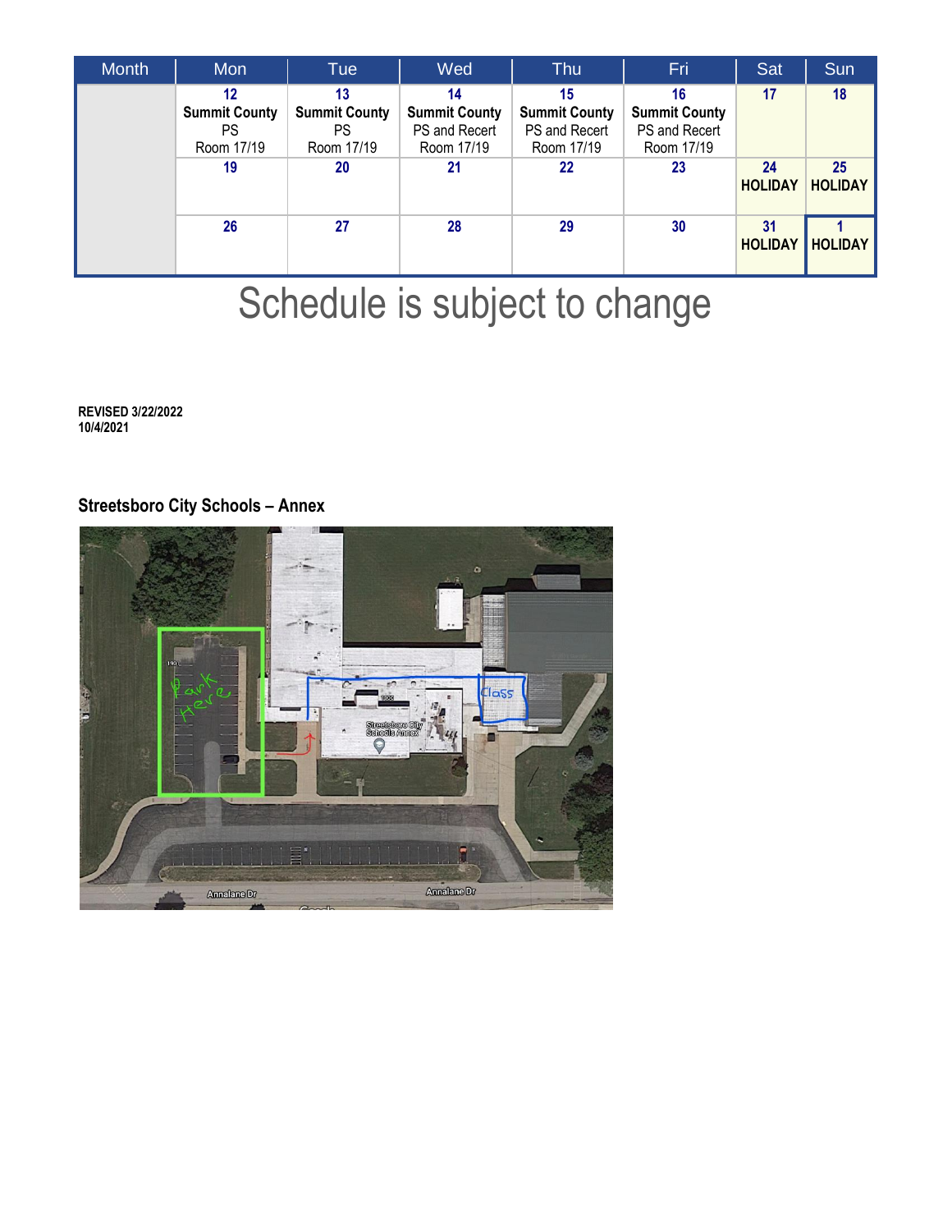| Month | Mon | Tue | Wed | Thu | Fri | Sat | Sun |
|---|---|---|---|---|---|---|---|
| | **12** **Summit County** PS Room 17/19 | **13** **Summit County** PS Room 17/19 | **14** **Summit County** PS and Recert Room 17/19 | **15** **Summit County** PS and Recert Room 17/19 | **16** **Summit County** PS and Recert Room 17/19 | **17** | **18** |
| | **19** | **20** | **21** | **22** | **23** | **24** **HOLIDAY** | **25** **HOLIDAY** |
| | **26** | **27** | **28** | **29** | **30** | **31** **HOLIDAY** | **1** **HOLIDAY** |

# Schedule is subject to change

**REVISED 3/22/2022**
**10/4/2021**

**Streetsboro City Schools – Annex**

Park Here

Class

Streetsboro City Schools Annex

Annalane Dr

Annalane Dr